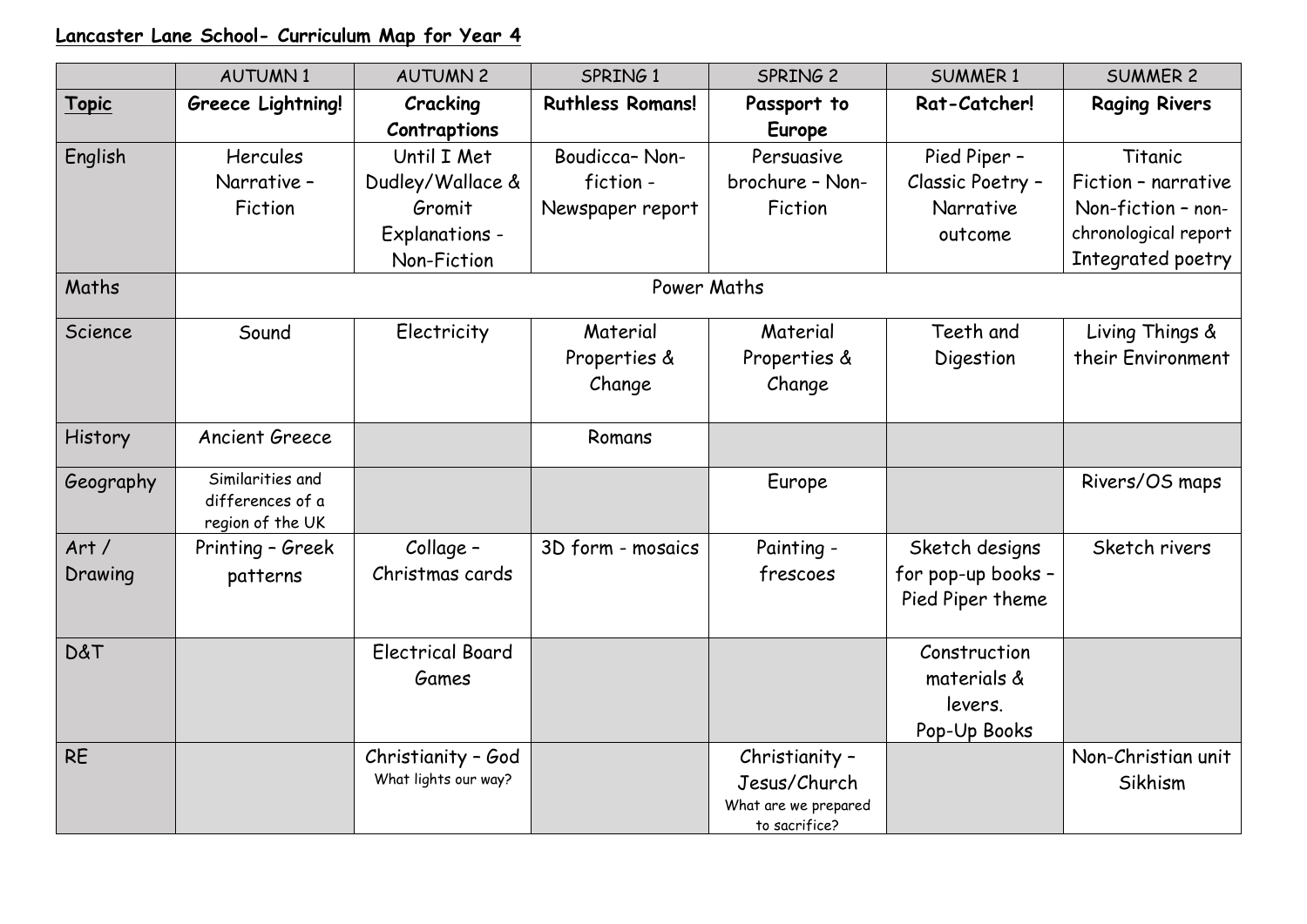**Lancaster Lane School- Curriculum Map for Year 4**

| | AUTUMN 1 | AUTUMN 2 | SPRING 1 | SPRING 2 | SUMMER 1 | SUMMER 2 |
|---|---|---|---|---|---|---|
| **Topic** | **Greece Lightning!** | **Cracking Contraptions** | **Ruthless Romans!** | **Passport to Europe** | **Rat-Catcher!** | **Raging Rivers** |
| English | Hercules Narrative – Fiction | Until I Met Dudley/Wallace & Gromit Explanations - Non-Fiction | Boudicca– Non-fiction - Newspaper report | Persuasive brochure – Non-Fiction | Pied Piper – Classic Poetry – Narrative outcome | Titanic Fiction – narrative Non-fiction – non-chronological report Integrated poetry |
| Maths | Power Maths | | | | | |
| Science | Sound | Electricity | Material Properties & Change | Material Properties & Change | Teeth and Digestion | Living Things & their Environment |
| History | Ancient Greece | | Romans | | | |
| Geography | Similarities and differences of a region of the UK | | | Europe | | Rivers/OS maps |
| Art / Drawing | Printing – Greek patterns | Collage – Christmas cards | 3D form - mosaics | Painting - frescoes | Sketch designs for pop-up books – Pied Piper theme | Sketch rivers |
| D&T | | Electrical Board Games | | | Construction materials & levers. Pop-Up Books | |
| RE | | Christianity – God What lights our way? | | Christianity – Jesus/Church What are we prepared to sacrifice? | | Non-Christian unit Sikhism |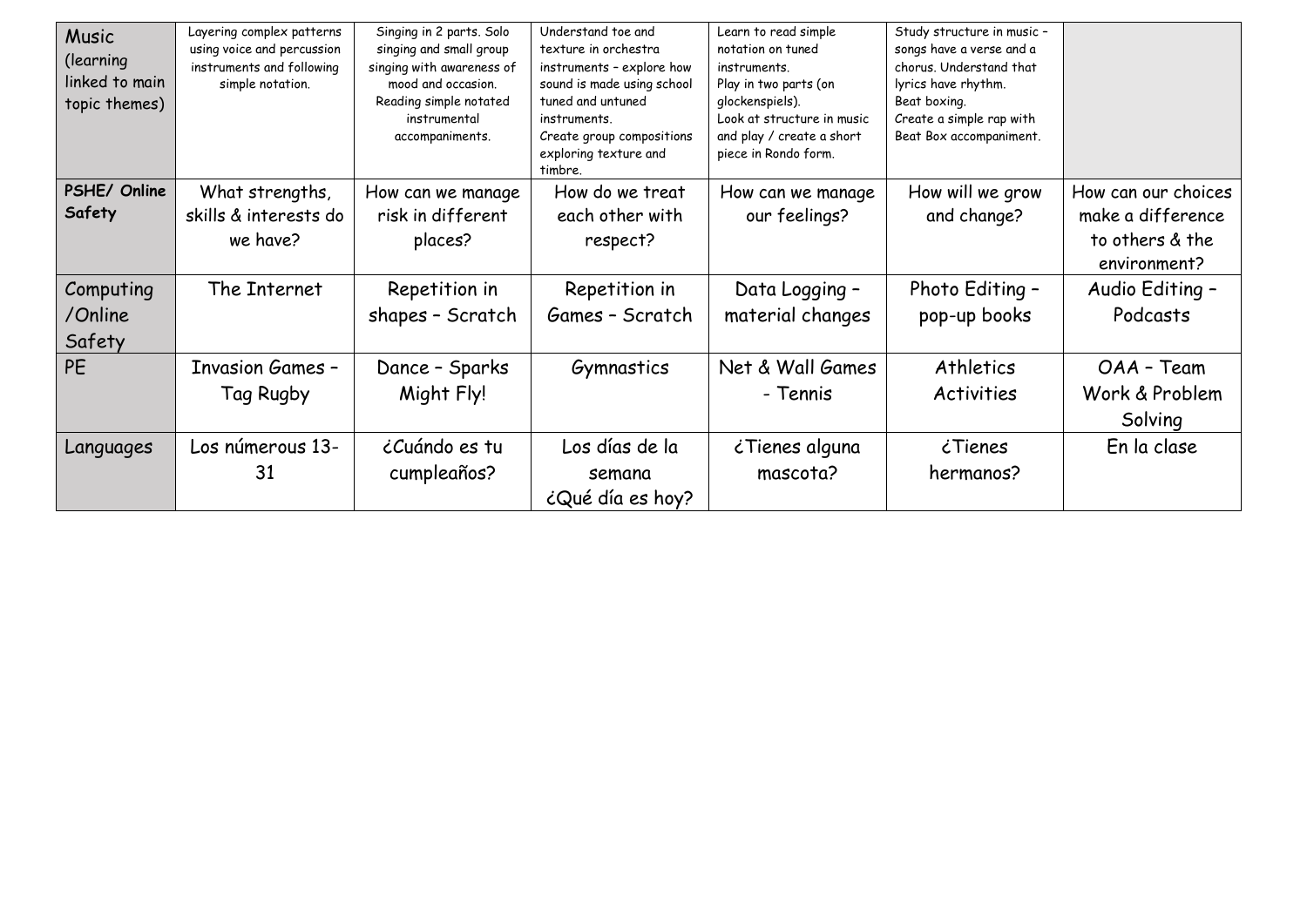| | | | | | | |
|---|---|---|---|---|---|---|
| Music (learning linked to main topic themes) | Layering complex patterns using voice and percussion instruments and following simple notation. | Singing in 2 parts. Solo singing and small group singing with awareness of mood and occasion. Reading simple notated instrumental accompaniments. | Understand toe and texture in orchestra instruments – explore how sound is made using school tuned and untuned instruments. Create group compositions exploring texture and timbre. | Learn to read simple notation on tuned instruments. Play in two parts (on glockenspiels). Look at structure in music and play / create a short piece in Rondo form. | Study structure in music – songs have a verse and a chorus. Understand that lyrics have rhythm. Beat boxing. Create a simple rap with Beat Box accompaniment. | |
| **PSHE/ Online Safety** | What strengths, skills & interests do we have? | How can we manage risk in different places? | How do we treat each other with respect? | How can we manage our feelings? | How will we grow and change? | How can our choices make a difference to others & the environment? |
| Computing /Online Safety | The Internet | Repetition in shapes – Scratch | Repetition in Games – Scratch | Data Logging – material changes | Photo Editing – pop-up books | Audio Editing – Podcasts |
| PE | Invasion Games – Tag Rugby | Dance – Sparks Might Fly! | Gymnastics | Net & Wall Games - Tennis | Athletics Activities | OAA – Team Work & Problem Solving |
| Languages | Los númerous 13-31 | ¿Cuándo es tu cumpleaños? | Los días de la semana ¿Qué día es hoy? | ¿Tienes alguna mascota? | ¿Tienes hermanos? | En la clase |